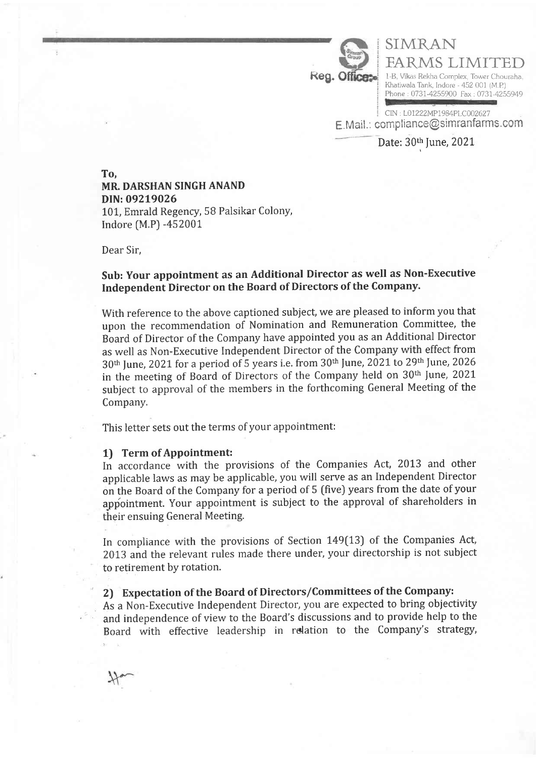# SIMRAN FARMS LIMITED

**Reg. Office:** 1-B, Vikas Rekha Complex, Tower Chouraha, Khatiwala Tank, Indore - 452 001 (M.P.)
Phone : 0731-4255900 Fax : 0731-4255949

CIN : L01222MP1984PLC002627
E.Mail.: compliance@simranfarms.com

Date: 30th June, 2021

**To,**
**MR. DARSHAN SINGH ANAND**
**DIN: 09219026**
101, Emrald Regency, 58 Palsikar Colony,
Indore (M.P) -452001

Dear Sir,

**Sub: Your appointment as an Additional Director as well as Non-Executive Independent Director on the Board of Directors of the Company.**

With reference to the above captioned subject, we are pleased to inform you that upon the recommendation of Nomination and Remuneration Committee, the Board of Director of the Company have appointed you as an Additional Director as well as Non-Executive Independent Director of the Company with effect from 30th June, 2021 for a period of 5 years i.e. from 30th June, 2021 to 29th June, 2026 in the meeting of Board of Directors of the Company held on 30th June, 2021 subject to approval of the members in the forthcoming General Meeting of the Company.

This letter sets out the terms of your appointment:

### 1) Term of Appointment:

In accordance with the provisions of the Companies Act, 2013 and other applicable laws as may be applicable, you will serve as an Independent Director on the Board of the Company for a period of 5 (five) years from the date of your appointment. Your appointment is subject to the approval of shareholders in their ensuing General Meeting.

In compliance with the provisions of Section 149(13) of the Companies Act, 2013 and the relevant rules made there under, your directorship is not subject to retirement by rotation.

### 2) Expectation of the Board of Directors/Committees of the Company:

As a Non-Executive Independent Director, you are expected to bring objectivity and independence of view to the Board's discussions and to provide help to the Board with effective leadership in relation to the Company's strategy,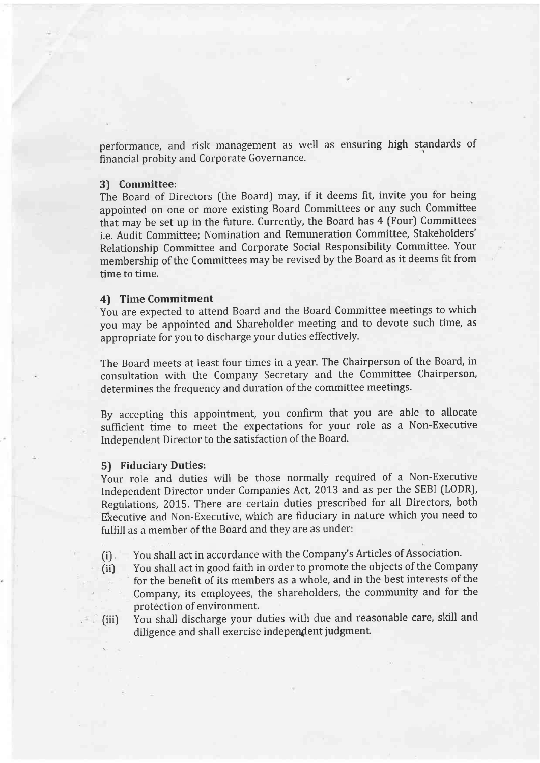performance, and risk management as well as ensuring high standards of financial probity and Corporate Governance.

### 3) Committee:

The Board of Directors (the Board) may, if it deems fit, invite you for being appointed on one or more existing Board Committees or any such Committee that may be set up in the future. Currently, the Board has 4 (Four) Committees i.e. Audit Committee; Nomination and Remuneration Committee, Stakeholders' Relationship Committee and Corporate Social Responsibility Committee. Your membership of the Committees may be revised by the Board as it deems fit from time to time.

### 4) Time Commitment

You are expected to attend Board and the Board Committee meetings to which you may be appointed and Shareholder meeting and to devote such time, as appropriate for you to discharge your duties effectively.

The Board meets at least four times in a year. The Chairperson of the Board, in consultation with the Company Secretary and the Committee Chairperson, determines the frequency and duration of the committee meetings.

By accepting this appointment, you confirm that you are able to allocate sufficient time to meet the expectations for your role as a Non-Executive Independent Director to the satisfaction of the Board.

### 5) Fiduciary Duties:

Your role and duties will be those normally required of a Non-Executive Independent Director under Companies Act, 2013 and as per the SEBI (LODR), Regulations, 2015. There are certain duties prescribed for all Directors, both Executive and Non-Executive, which are fiduciary in nature which you need to fulfill as a member of the Board and they are as under:

(i) You shall act in accordance with the Company's Articles of Association.

(ii) You shall act in good faith in order to promote the objects of the Company for the benefit of its members as a whole, and in the best interests of the Company, its employees, the shareholders, the community and for the protection of environment.

(iii) You shall discharge your duties with due and reasonable care, skill and diligence and shall exercise independent judgment.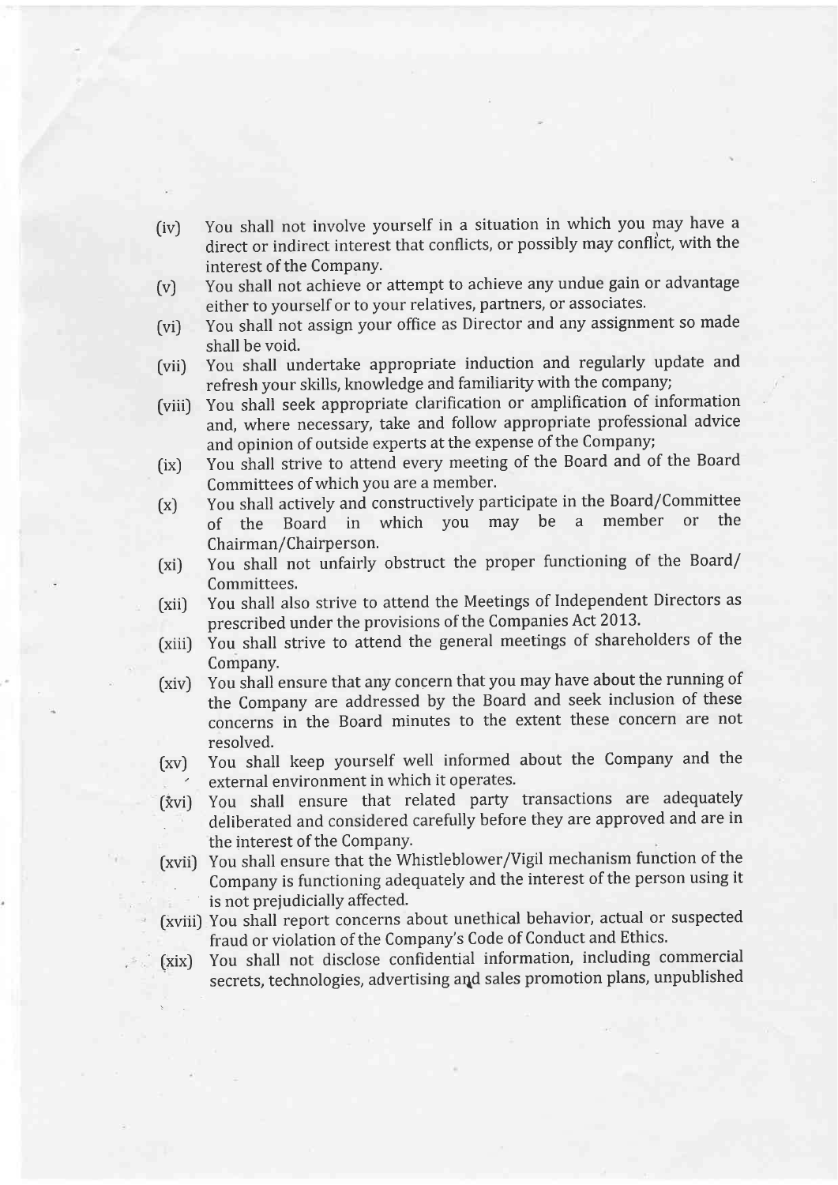(iv) You shall not involve yourself in a situation in which you may have a direct or indirect interest that conflicts, or possibly may conflict, with the interest of the Company.

(v) You shall not achieve or attempt to achieve any undue gain or advantage either to yourself or to your relatives, partners, or associates.

(vi) You shall not assign your office as Director and any assignment so made shall be void.

(vii) You shall undertake appropriate induction and regularly update and refresh your skills, knowledge and familiarity with the company;

(viii) You shall seek appropriate clarification or amplification of information and, where necessary, take and follow appropriate professional advice and opinion of outside experts at the expense of the Company;

(ix) You shall strive to attend every meeting of the Board and of the Board Committees of which you are a member.

(x) You shall actively and constructively participate in the Board/Committee of the Board in which you may be a member or the Chairman/Chairperson.

(xi) You shall not unfairly obstruct the proper functioning of the Board/ Committees.

(xii) You shall also strive to attend the Meetings of Independent Directors as prescribed under the provisions of the Companies Act 2013.

(xiii) You shall strive to attend the general meetings of shareholders of the Company.

(xiv) You shall ensure that any concern that you may have about the running of the Company are addressed by the Board and seek inclusion of these concerns in the Board minutes to the extent these concern are not resolved.

(xv) You shall keep yourself well informed about the Company and the external environment in which it operates.

(xvi) You shall ensure that related party transactions are adequately deliberated and considered carefully before they are approved and are in the interest of the Company.

(xvii) You shall ensure that the Whistleblower/Vigil mechanism function of the Company is functioning adequately and the interest of the person using it is not prejudicially affected.

(xviii) You shall report concerns about unethical behavior, actual or suspected fraud or violation of the Company's Code of Conduct and Ethics.

(xix) You shall not disclose confidential information, including commercial secrets, technologies, advertising and sales promotion plans, unpublished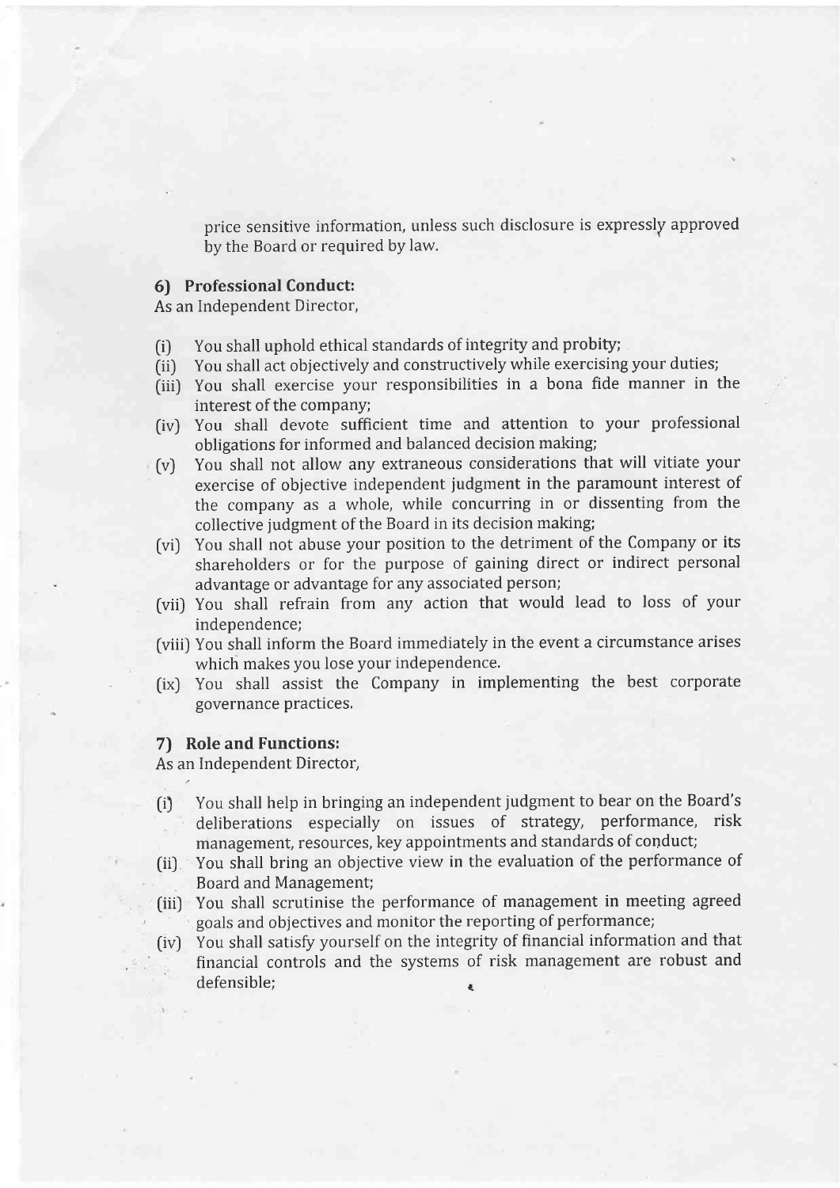price sensitive information, unless such disclosure is expressly approved by the Board or required by law.

**6) Professional Conduct:**

As an Independent Director,

- (i) You shall uphold ethical standards of integrity and probity;
- (ii) You shall act objectively and constructively while exercising your duties;
- (iii) You shall exercise your responsibilities in a bona fide manner in the interest of the company;
- (iv) You shall devote sufficient time and attention to your professional obligations for informed and balanced decision making;
- (v) You shall not allow any extraneous considerations that will vitiate your exercise of objective independent judgment in the paramount interest of the company as a whole, while concurring in or dissenting from the collective judgment of the Board in its decision making;
- (vi) You shall not abuse your position to the detriment of the Company or its shareholders or for the purpose of gaining direct or indirect personal advantage or advantage for any associated person;
- (vii) You shall refrain from any action that would lead to loss of your independence;
- (viii) You shall inform the Board immediately in the event a circumstance arises which makes you lose your independence.
- (ix) You shall assist the Company in implementing the best corporate governance practices.

**7) Role and Functions:**

As an Independent Director,

- (i) You shall help in bringing an independent judgment to bear on the Board's deliberations especially on issues of strategy, performance, risk management, resources, key appointments and standards of conduct;
- (ii) You shall bring an objective view in the evaluation of the performance of Board and Management;
- (iii) You shall scrutinise the performance of management in meeting agreed goals and objectives and monitor the reporting of performance;
- (iv) You shall satisfy yourself on the integrity of financial information and that financial controls and the systems of risk management are robust and defensible;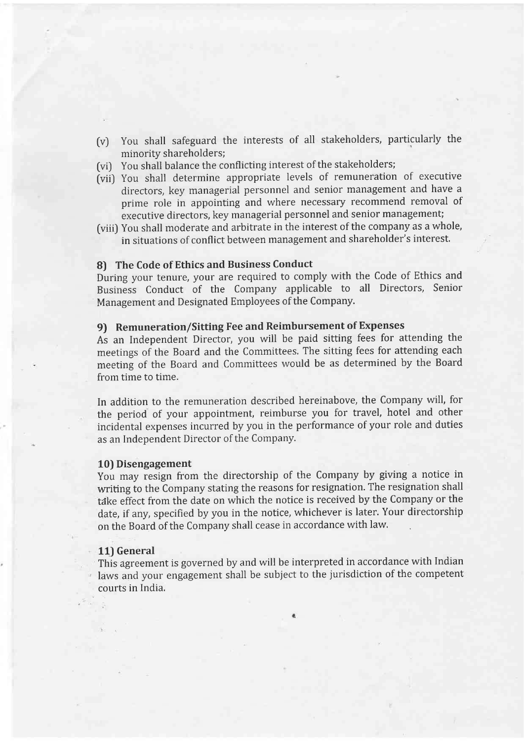(v) You shall safeguard the interests of all stakeholders, particularly the minority shareholders;

(vi) You shall balance the conflicting interest of the stakeholders;

(vii) You shall determine appropriate levels of remuneration of executive directors, key managerial personnel and senior management and have a prime role in appointing and where necessary recommend removal of executive directors, key managerial personnel and senior management;

(viii) You shall moderate and arbitrate in the interest of the company as a whole, in situations of conflict between management and shareholder's interest.

**8) The Code of Ethics and Business Conduct**

During your tenure, your are required to comply with the Code of Ethics and Business Conduct of the Company applicable to all Directors, Senior Management and Designated Employees of the Company.

**9) Remuneration/Sitting Fee and Reimbursement of Expenses**

As an Independent Director, you will be paid sitting fees for attending the meetings of the Board and the Committees. The sitting fees for attending each meeting of the Board and Committees would be as determined by the Board from time to time.

In addition to the remuneration described hereinabove, the Company will, for the period of your appointment, reimburse you for travel, hotel and other incidental expenses incurred by you in the performance of your role and duties as an Independent Director of the Company.

**10) Disengagement**

You may resign from the directorship of the Company by giving a notice in writing to the Company stating the reasons for resignation. The resignation shall take effect from the date on which the notice is received by the Company or the date, if any, specified by you in the notice, whichever is later. Your directorship on the Board of the Company shall cease in accordance with law.

**11) General**

This agreement is governed by and will be interpreted in accordance with Indian laws and your engagement shall be subject to the jurisdiction of the competent courts in India.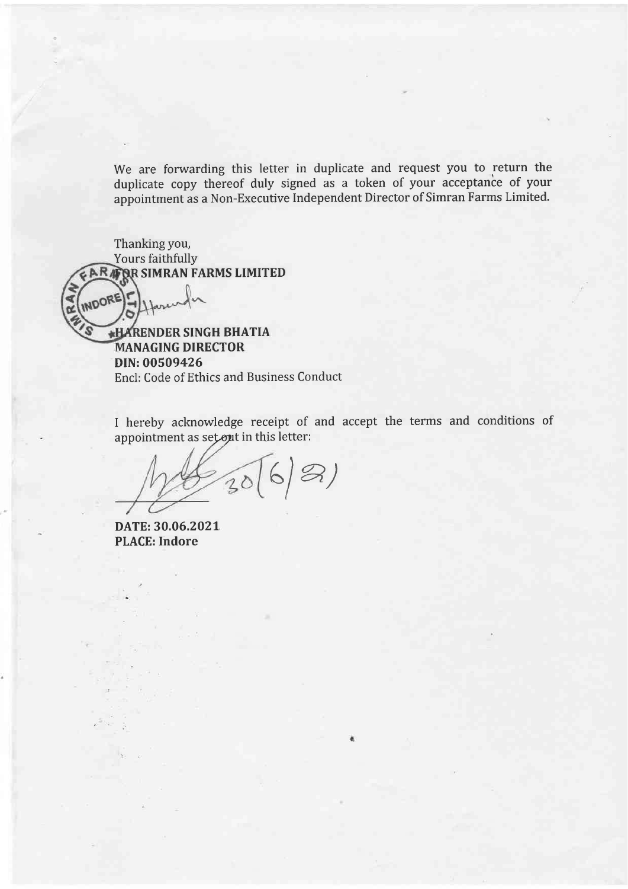We are forwarding this letter in duplicate and request you to return the duplicate copy thereof duly signed as a token of your acceptance of your appointment as a Non-Executive Independent Director of Simran Farms Limited.

Thanking you,
Yours faithfully
**FOR SIMRAN FARMS LIMITED**

**HARENDER SINGH BHATIA**
**MANAGING DIRECTOR**
**DIN: 00509426**
Encl: Code of Ethics and Business Conduct

I hereby acknowledge receipt of and accept the terms and conditions of appointment as set out in this letter:

30/6/21

**DATE: 30.06.2021**
**PLACE: Indore**